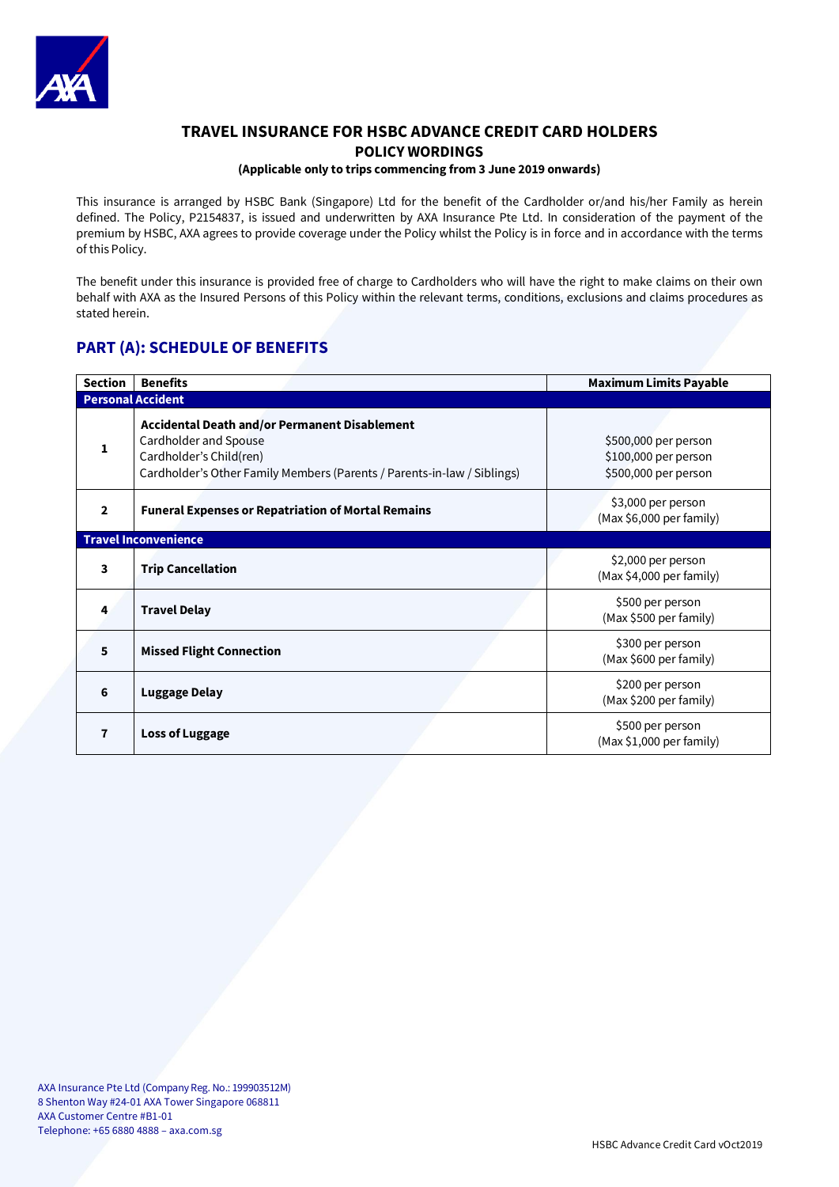# TRAVEL INSURANCE FOR HSBC ADVANCE CREDIT CARD HOLDERS

## POLICY WORDINGS

**(Applicable only to trips commencing from 3 June 2019 onwards)**

This insurance is arranged by HSBC Bank (Singapore) Ltd for the benefit of the Cardholder or/and his/her Family as herein defined. The Policy, P2154837, is issued and underwritten by AXA Insurance Pte Ltd. In consideration of the payment of the premium by HSBC, AXA agrees to provide coverage under the Policy whilst the Policy is in force and in accordance with the terms of this Policy.

The benefit under this insurance is provided free of charge to Cardholders who will have the right to make claims on their own behalf with AXA as the Insured Persons of this Policy within the relevant terms, conditions, exclusions and claims procedures as stated herein.

## PART (A): SCHEDULE OF BENEFITS

| Section | Benefits | Maximum Limits Payable |
|---|---|---|
| **Personal Accident** | | |
| 1 | **Accidental Death and/or Permanent Disablement**<br>Cardholder and Spouse<br>Cardholder's Child(ren)<br>Cardholder's Other Family Members (Parents / Parents-in-law / Siblings) | <br>$500,000 per person<br>$100,000 per person<br>$500,000 per person |
| 2 | **Funeral Expenses or Repatriation of Mortal Remains** | $3,000 per person<br>(Max $6,000 per family) |
| **Travel Inconvenience** | | |
| 3 | **Trip Cancellation** | $2,000 per person<br>(Max $4,000 per family) |
| 4 | **Travel Delay** | $500 per person<br>(Max $500 per family) |
| 5 | **Missed Flight Connection** | $300 per person<br>(Max $600 per family) |
| 6 | **Luggage Delay** | $200 per person<br>(Max $200 per family) |
| 7 | **Loss of Luggage** | $500 per person<br>(Max $1,000 per family) |

AXA Insurance Pte Ltd (Company Reg. No.: 199903512M)
8 Shenton Way #24-01 AXA Tower Singapore 068811
AXA Customer Centre #B1-01
Telephone: +65 6880 4888 – axa.com.sg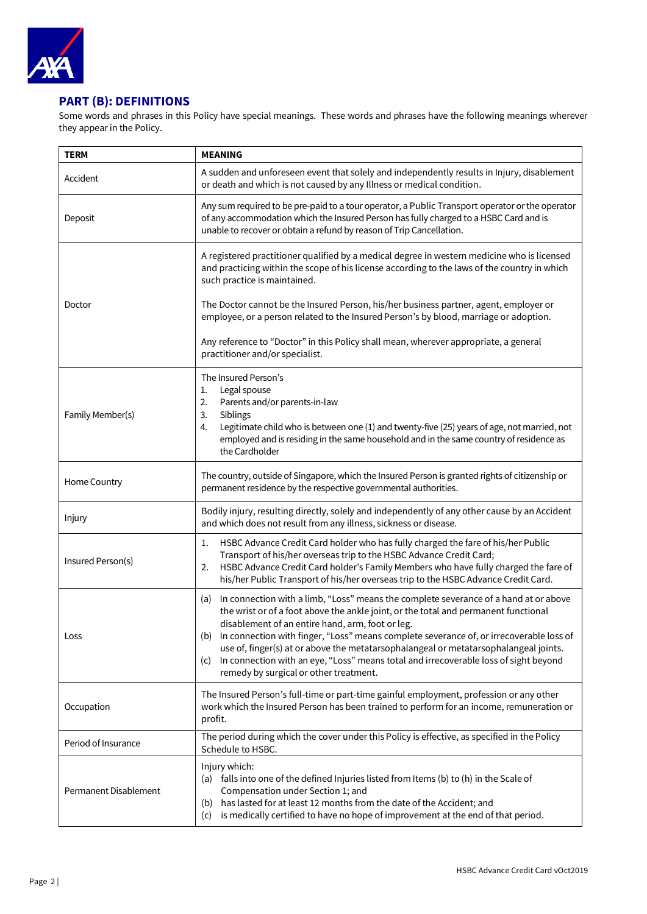## PART (B): DEFINITIONS

Some words and phrases in this Policy have special meanings. These words and phrases have the following meanings wherever they appear in the Policy.

| TERM | MEANING |
|---|---|
| Accident | A sudden and unforeseen event that solely and independently results in Injury, disablement or death and which is not caused by any Illness or medical condition. |
| Deposit | Any sum required to be pre-paid to a tour operator, a Public Transport operator or the operator of any accommodation which the Insured Person has fully charged to a HSBC Card and is unable to recover or obtain a refund by reason of Trip Cancellation. |
| Doctor | A registered practitioner qualified by a medical degree in western medicine who is licensed and practicing within the scope of his license according to the laws of the country in which such practice is maintained.<br><br>The Doctor cannot be the Insured Person, his/her business partner, agent, employer or employee, or a person related to the Insured Person's by blood, marriage or adoption.<br><br>Any reference to "Doctor" in this Policy shall mean, wherever appropriate, a general practitioner and/or specialist. |
| Family Member(s) | The Insured Person's<br>1. Legal spouse<br>2. Parents and/or parents-in-law<br>3. Siblings<br>4. Legitimate child who is between one (1) and twenty-five (25) years of age, not married, not employed and is residing in the same household and in the same country of residence as the Cardholder |
| Home Country | The country, outside of Singapore, which the Insured Person is granted rights of citizenship or permanent residence by the respective governmental authorities. |
| Injury | Bodily injury, resulting directly, solely and independently of any other cause by an Accident and which does not result from any illness, sickness or disease. |
| Insured Person(s) | 1. HSBC Advance Credit Card holder who has fully charged the fare of his/her Public Transport of his/her overseas trip to the HSBC Advance Credit Card;<br>2. HSBC Advance Credit Card holder's Family Members who have fully charged the fare of his/her Public Transport of his/her overseas trip to the HSBC Advance Credit Card. |
| Loss | (a) In connection with a limb, "Loss" means the complete severance of a hand at or above the wrist or of a foot above the ankle joint, or the total and permanent functional disablement of an entire hand, arm, foot or leg.<br>(b) In connection with finger, "Loss" means complete severance of, or irrecoverable loss of use of, finger(s) at or above the metatarsophalangeal or metatarsophalangeal joints.<br>(c) In connection with an eye, "Loss" means total and irrecoverable loss of sight beyond remedy by surgical or other treatment. |
| Occupation | The Insured Person's full-time or part-time gainful employment, profession or any other work which the Insured Person has been trained to perform for an income, remuneration or profit. |
| Period of Insurance | The period during which the cover under this Policy is effective, as specified in the Policy Schedule to HSBC. |
| Permanent Disablement | Injury which:<br>(a) falls into one of the defined Injuries listed from Items (b) to (h) in the Scale of Compensation under Section 1; and<br>(b) has lasted for at least 12 months from the date of the Accident; and<br>(c) is medically certified to have no hope of improvement at the end of that period. |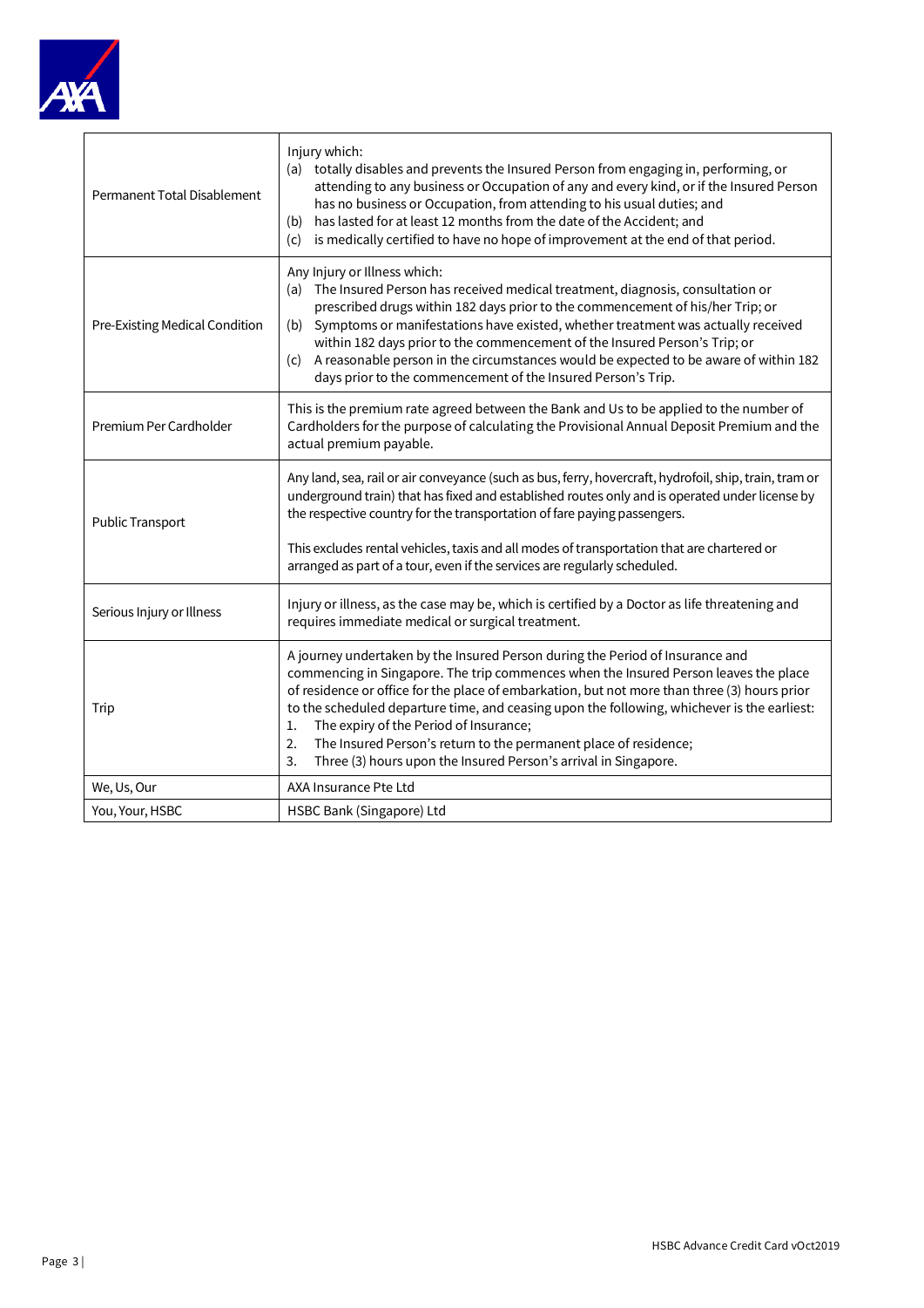| | |
|---|---|
| Permanent Total Disablement | Injury which:<br>(a) totally disables and prevents the Insured Person from engaging in, performing, or attending to any business or Occupation of any and every kind, or if the Insured Person has no business or Occupation, from attending to his usual duties; and<br>(b) has lasted for at least 12 months from the date of the Accident; and<br>(c) is medically certified to have no hope of improvement at the end of that period. |
| Pre-Existing Medical Condition | Any Injury or Illness which:<br>(a) The Insured Person has received medical treatment, diagnosis, consultation or prescribed drugs within 182 days prior to the commencement of his/her Trip; or<br>(b) Symptoms or manifestations have existed, whether treatment was actually received within 182 days prior to the commencement of the Insured Person's Trip; or<br>(c) A reasonable person in the circumstances would be expected to be aware of within 182 days prior to the commencement of the Insured Person's Trip. |
| Premium Per Cardholder | This is the premium rate agreed between the Bank and Us to be applied to the number of Cardholders for the purpose of calculating the Provisional Annual Deposit Premium and the actual premium payable. |
| Public Transport | Any land, sea, rail or air conveyance (such as bus, ferry, hovercraft, hydrofoil, ship, train, tram or underground train) that has fixed and established routes only and is operated under license by the respective country for the transportation of fare paying passengers.<br><br>This excludes rental vehicles, taxis and all modes of transportation that are chartered or arranged as part of a tour, even if the services are regularly scheduled. |
| Serious Injury or Illness | Injury or illness, as the case may be, which is certified by a Doctor as life threatening and requires immediate medical or surgical treatment. |
| Trip | A journey undertaken by the Insured Person during the Period of Insurance and commencing in Singapore. The trip commences when the Insured Person leaves the place of residence or office for the place of embarkation, but not more than three (3) hours prior to the scheduled departure time, and ceasing upon the following, whichever is the earliest:<br>1. The expiry of the Period of Insurance;<br>2. The Insured Person's return to the permanent place of residence;<br>3. Three (3) hours upon the Insured Person's arrival in Singapore. |
| We, Us, Our | AXA Insurance Pte Ltd |
| You, Your, HSBC | HSBC Bank (Singapore) Ltd |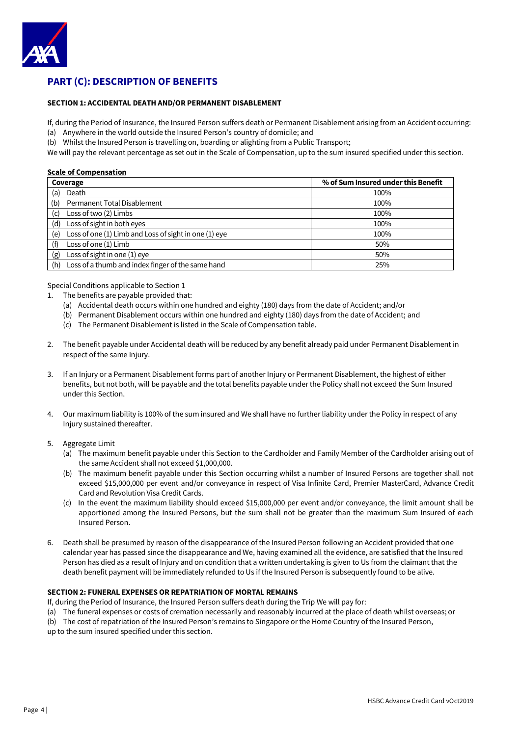## PART (C): DESCRIPTION OF BENEFITS

### SECTION 1: ACCIDENTAL DEATH AND/OR PERMANENT DISABLEMENT

If, during the Period of Insurance, the Insured Person suffers death or Permanent Disablement arising from an Accident occurring:

(a) Anywhere in the world outside the Insured Person's country of domicile; and

(b) Whilst the Insured Person is travelling on, boarding or alighting from a Public Transport;

We will pay the relevant percentage as set out in the Scale of Compensation, up to the sum insured specified under this section.

**Scale of Compensation**

| Coverage | % of Sum Insured under this Benefit |
|---|---|
| (a) Death | 100% |
| (b) Permanent Total Disablement | 100% |
| (c) Loss of two (2) Limbs | 100% |
| (d) Loss of sight in both eyes | 100% |
| (e) Loss of one (1) Limb and Loss of sight in one (1) eye | 100% |
| (f) Loss of one (1) Limb | 50% |
| (g) Loss of sight in one (1) eye | 50% |
| (h) Loss of a thumb and index finger of the same hand | 25% |

Special Conditions applicable to Section 1

1. The benefits are payable provided that:
   (a) Accidental death occurs within one hundred and eighty (180) days from the date of Accident; and/or
   (b) Permanent Disablement occurs within one hundred and eighty (180) days from the date of Accident; and
   (c) The Permanent Disablement is listed in the Scale of Compensation table.

2. The benefit payable under Accidental death will be reduced by any benefit already paid under Permanent Disablement in respect of the same Injury.

3. If an Injury or a Permanent Disablement forms part of another Injury or Permanent Disablement, the highest of either benefits, but not both, will be payable and the total benefits payable under the Policy shall not exceed the Sum Insured under this Section.

4. Our maximum liability is 100% of the sum insured and We shall have no further liability under the Policy in respect of any Injury sustained thereafter.

5. Aggregate Limit
   (a) The maximum benefit payable under this Section to the Cardholder and Family Member of the Cardholder arising out of the same Accident shall not exceed $1,000,000.
   (b) The maximum benefit payable under this Section occurring whilst a number of Insured Persons are together shall not exceed $15,000,000 per event and/or conveyance in respect of Visa Infinite Card, Premier MasterCard, Advance Credit Card and Revolution Visa Credit Cards.
   (c) In the event the maximum liability should exceed $15,000,000 per event and/or conveyance, the limit amount shall be apportioned among the Insured Persons, but the sum shall not be greater than the maximum Sum Insured of each Insured Person.

6. Death shall be presumed by reason of the disappearance of the Insured Person following an Accident provided that one calendar year has passed since the disappearance and We, having examined all the evidence, are satisfied that the Insured Person has died as a result of Injury and on condition that a written undertaking is given to Us from the claimant that the death benefit payment will be immediately refunded to Us if the Insured Person is subsequently found to be alive.

### SECTION 2: FUNERAL EXPENSES OR REPATRIATION OF MORTAL REMAINS

If, during the Period of Insurance, the Insured Person suffers death during the Trip We will pay for:

(a) The funeral expenses or costs of cremation necessarily and reasonably incurred at the place of death whilst overseas; or

(b) The cost of repatriation of the Insured Person's remains to Singapore or the Home Country of the Insured Person,

up to the sum insured specified under this section.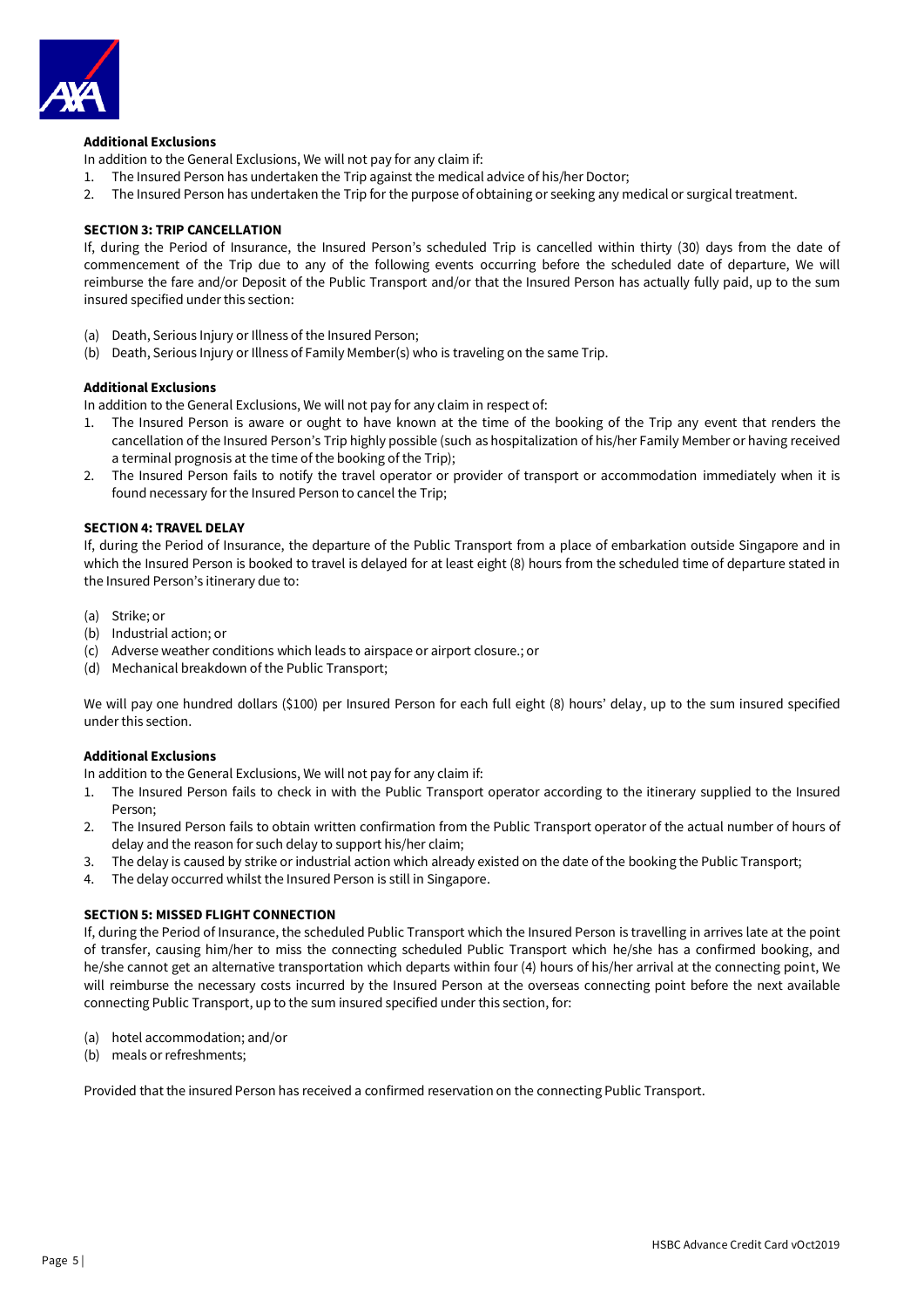**Additional Exclusions**

In addition to the General Exclusions, We will not pay for any claim if:

1. The Insured Person has undertaken the Trip against the medical advice of his/her Doctor;
2. The Insured Person has undertaken the Trip for the purpose of obtaining or seeking any medical or surgical treatment.

**SECTION 3: TRIP CANCELLATION**

If, during the Period of Insurance, the Insured Person's scheduled Trip is cancelled within thirty (30) days from the date of commencement of the Trip due to any of the following events occurring before the scheduled date of departure, We will reimburse the fare and/or Deposit of the Public Transport and/or that the Insured Person has actually fully paid, up to the sum insured specified under this section:

(a) Death, Serious Injury or Illness of the Insured Person;
(b) Death, Serious Injury or Illness of Family Member(s) who is traveling on the same Trip.

**Additional Exclusions**

In addition to the General Exclusions, We will not pay for any claim in respect of:

1. The Insured Person is aware or ought to have known at the time of the booking of the Trip any event that renders the cancellation of the Insured Person's Trip highly possible (such as hospitalization of his/her Family Member or having received a terminal prognosis at the time of the booking of the Trip);
2. The Insured Person fails to notify the travel operator or provider of transport or accommodation immediately when it is found necessary for the Insured Person to cancel the Trip;

**SECTION 4: TRAVEL DELAY**

If, during the Period of Insurance, the departure of the Public Transport from a place of embarkation outside Singapore and in which the Insured Person is booked to travel is delayed for at least eight (8) hours from the scheduled time of departure stated in the Insured Person's itinerary due to:

(a) Strike; or
(b) Industrial action; or
(c) Adverse weather conditions which leads to airspace or airport closure.; or
(d) Mechanical breakdown of the Public Transport;

We will pay one hundred dollars ($100) per Insured Person for each full eight (8) hours' delay, up to the sum insured specified under this section.

**Additional Exclusions**

In addition to the General Exclusions, We will not pay for any claim if:

1. The Insured Person fails to check in with the Public Transport operator according to the itinerary supplied to the Insured Person;
2. The Insured Person fails to obtain written confirmation from the Public Transport operator of the actual number of hours of delay and the reason for such delay to support his/her claim;
3. The delay is caused by strike or industrial action which already existed on the date of the booking the Public Transport;
4. The delay occurred whilst the Insured Person is still in Singapore.

**SECTION 5: MISSED FLIGHT CONNECTION**

If, during the Period of Insurance, the scheduled Public Transport which the Insured Person is travelling in arrives late at the point of transfer, causing him/her to miss the connecting scheduled Public Transport which he/she has a confirmed booking, and he/she cannot get an alternative transportation which departs within four (4) hours of his/her arrival at the connecting point, We will reimburse the necessary costs incurred by the Insured Person at the overseas connecting point before the next available connecting Public Transport, up to the sum insured specified under this section, for:

(a) hotel accommodation; and/or
(b) meals or refreshments;

Provided that the insured Person has received a confirmed reservation on the connecting Public Transport.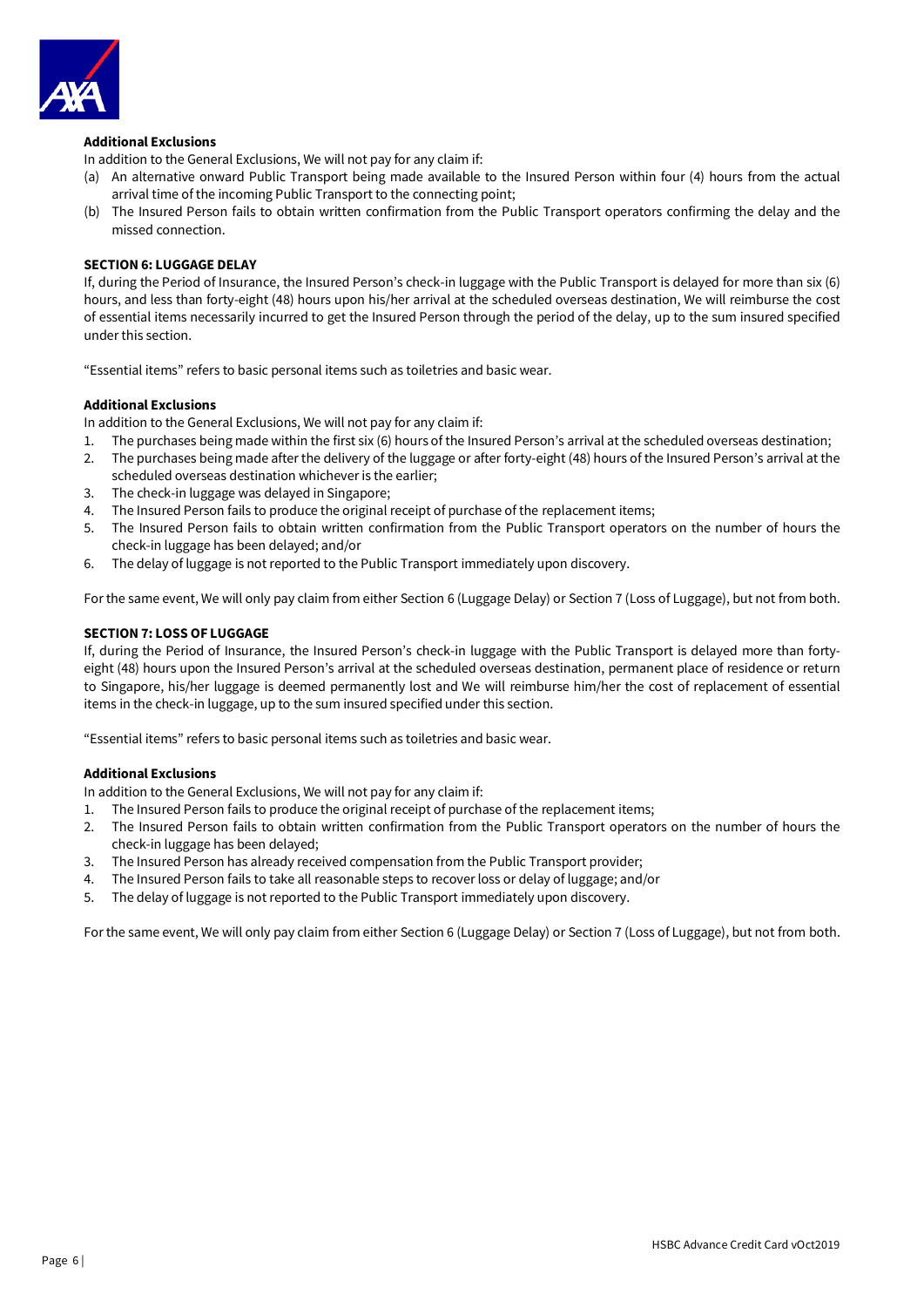**Additional Exclusions**

In addition to the General Exclusions, We will not pay for any claim if:

(a) An alternative onward Public Transport being made available to the Insured Person within four (4) hours from the actual arrival time of the incoming Public Transport to the connecting point;
(b) The Insured Person fails to obtain written confirmation from the Public Transport operators confirming the delay and the missed connection.

**SECTION 6: LUGGAGE DELAY**

If, during the Period of Insurance, the Insured Person's check-in luggage with the Public Transport is delayed for more than six (6) hours, and less than forty-eight (48) hours upon his/her arrival at the scheduled overseas destination, We will reimburse the cost of essential items necessarily incurred to get the Insured Person through the period of the delay, up to the sum insured specified under this section.

"Essential items" refers to basic personal items such as toiletries and basic wear.

**Additional Exclusions**

In addition to the General Exclusions, We will not pay for any claim if:

1. The purchases being made within the first six (6) hours of the Insured Person's arrival at the scheduled overseas destination;
2. The purchases being made after the delivery of the luggage or after forty-eight (48) hours of the Insured Person's arrival at the scheduled overseas destination whichever is the earlier;
3. The check-in luggage was delayed in Singapore;
4. The Insured Person fails to produce the original receipt of purchase of the replacement items;
5. The Insured Person fails to obtain written confirmation from the Public Transport operators on the number of hours the check-in luggage has been delayed; and/or
6. The delay of luggage is not reported to the Public Transport immediately upon discovery.

For the same event, We will only pay claim from either Section 6 (Luggage Delay) or Section 7 (Loss of Luggage), but not from both.

**SECTION 7: LOSS OF LUGGAGE**

If, during the Period of Insurance, the Insured Person's check-in luggage with the Public Transport is delayed more than forty-eight (48) hours upon the Insured Person's arrival at the scheduled overseas destination, permanent place of residence or return to Singapore, his/her luggage is deemed permanently lost and We will reimburse him/her the cost of replacement of essential items in the check-in luggage, up to the sum insured specified under this section.

"Essential items" refers to basic personal items such as toiletries and basic wear.

**Additional Exclusions**

In addition to the General Exclusions, We will not pay for any claim if:

1. The Insured Person fails to produce the original receipt of purchase of the replacement items;
2. The Insured Person fails to obtain written confirmation from the Public Transport operators on the number of hours the check-in luggage has been delayed;
3. The Insured Person has already received compensation from the Public Transport provider;
4. The Insured Person fails to take all reasonable steps to recover loss or delay of luggage; and/or
5. The delay of luggage is not reported to the Public Transport immediately upon discovery.

For the same event, We will only pay claim from either Section 6 (Luggage Delay) or Section 7 (Loss of Luggage), but not from both.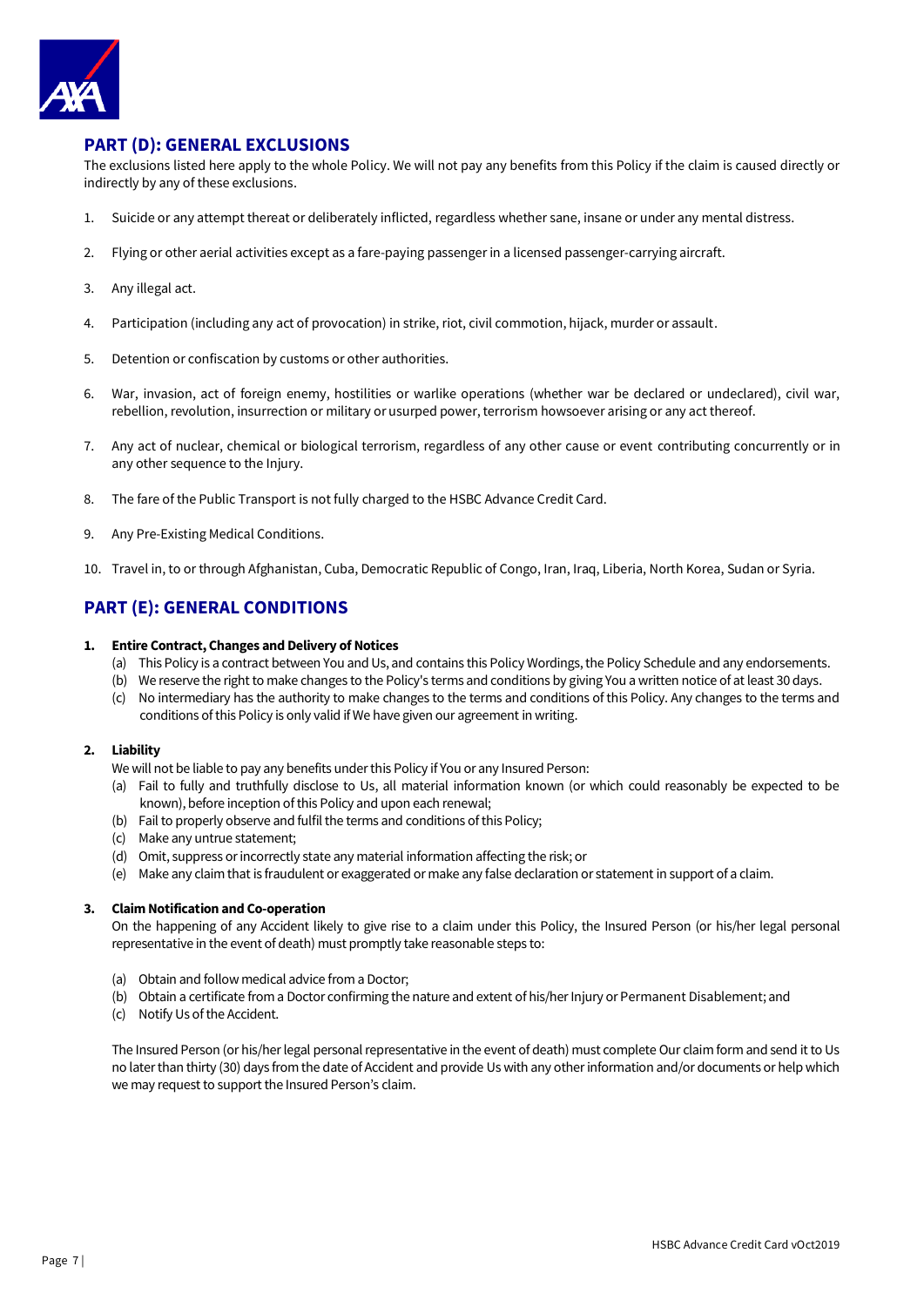## PART (D): GENERAL EXCLUSIONS

The exclusions listed here apply to the whole Policy. We will not pay any benefits from this Policy if the claim is caused directly or indirectly by any of these exclusions.

1. Suicide or any attempt thereat or deliberately inflicted, regardless whether sane, insane or under any mental distress.
2. Flying or other aerial activities except as a fare-paying passenger in a licensed passenger-carrying aircraft.
3. Any illegal act.
4. Participation (including any act of provocation) in strike, riot, civil commotion, hijack, murder or assault.
5. Detention or confiscation by customs or other authorities.
6. War, invasion, act of foreign enemy, hostilities or warlike operations (whether war be declared or undeclared), civil war, rebellion, revolution, insurrection or military or usurped power, terrorism howsoever arising or any act thereof.
7. Any act of nuclear, chemical or biological terrorism, regardless of any other cause or event contributing concurrently or in any other sequence to the Injury.
8. The fare of the Public Transport is not fully charged to the HSBC Advance Credit Card.
9. Any Pre-Existing Medical Conditions.
10. Travel in, to or through Afghanistan, Cuba, Democratic Republic of Congo, Iran, Iraq, Liberia, North Korea, Sudan or Syria.

## PART (E): GENERAL CONDITIONS

### 1. Entire Contract, Changes and Delivery of Notices

(a) This Policy is a contract between You and Us, and contains this Policy Wordings, the Policy Schedule and any endorsements.
(b) We reserve the right to make changes to the Policy's terms and conditions by giving You a written notice of at least 30 days.
(c) No intermediary has the authority to make changes to the terms and conditions of this Policy. Any changes to the terms and conditions of this Policy is only valid if We have given our agreement in writing.

### 2. Liability

We will not be liable to pay any benefits under this Policy if You or any Insured Person:

(a) Fail to fully and truthfully disclose to Us, all material information known (or which could reasonably be expected to be known), before inception of this Policy and upon each renewal;
(b) Fail to properly observe and fulfil the terms and conditions of this Policy;
(c) Make any untrue statement;
(d) Omit, suppress or incorrectly state any material information affecting the risk; or
(e) Make any claim that is fraudulent or exaggerated or make any false declaration or statement in support of a claim.

### 3. Claim Notification and Co-operation

On the happening of any Accident likely to give rise to a claim under this Policy, the Insured Person (or his/her legal personal representative in the event of death) must promptly take reasonable steps to:

(a) Obtain and follow medical advice from a Doctor;
(b) Obtain a certificate from a Doctor confirming the nature and extent of his/her Injury or Permanent Disablement; and
(c) Notify Us of the Accident.

The Insured Person (or his/her legal personal representative in the event of death) must complete Our claim form and send it to Us no later than thirty (30) days from the date of Accident and provide Us with any other information and/or documents or help which we may request to support the Insured Person's claim.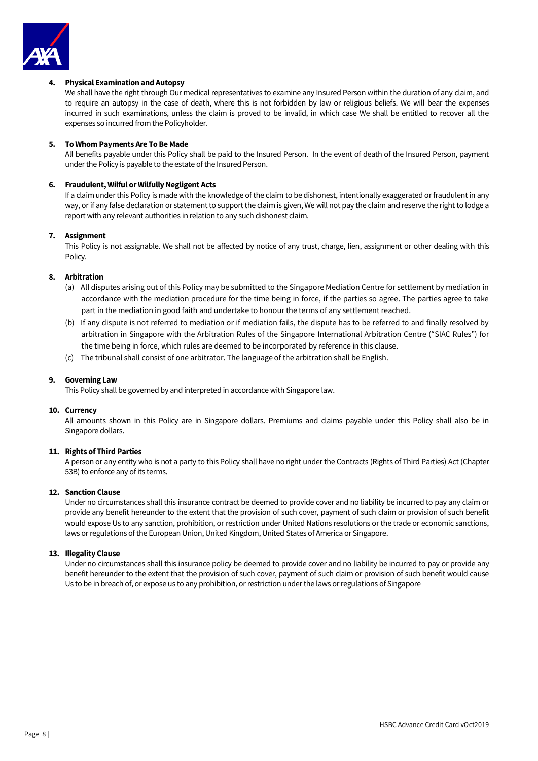**4. Physical Examination and Autopsy**

We shall have the right through Our medical representatives to examine any Insured Person within the duration of any claim, and to require an autopsy in the case of death, where this is not forbidden by law or religious beliefs. We will bear the expenses incurred in such examinations, unless the claim is proved to be invalid, in which case We shall be entitled to recover all the expenses so incurred from the Policyholder.

**5. To Whom Payments Are To Be Made**

All benefits payable under this Policy shall be paid to the Insured Person. In the event of death of the Insured Person, payment under the Policy is payable to the estate of the Insured Person.

**6. Fraudulent, Wilful or Wilfully Negligent Acts**

If a claim under this Policy is made with the knowledge of the claim to be dishonest, intentionally exaggerated or fraudulent in any way, or if any false declaration or statement to support the claim is given, We will not pay the claim and reserve the right to lodge a report with any relevant authorities in relation to any such dishonest claim.

**7. Assignment**

This Policy is not assignable. We shall not be affected by notice of any trust, charge, lien, assignment or other dealing with this Policy.

**8. Arbitration**

(a) All disputes arising out of this Policy may be submitted to the Singapore Mediation Centre for settlement by mediation in accordance with the mediation procedure for the time being in force, if the parties so agree. The parties agree to take part in the mediation in good faith and undertake to honour the terms of any settlement reached.

(b) If any dispute is not referred to mediation or if mediation fails, the dispute has to be referred to and finally resolved by arbitration in Singapore with the Arbitration Rules of the Singapore International Arbitration Centre ("SIAC Rules") for the time being in force, which rules are deemed to be incorporated by reference in this clause.

(c) The tribunal shall consist of one arbitrator. The language of the arbitration shall be English.

**9. Governing Law**

This Policy shall be governed by and interpreted in accordance with Singapore law.

**10. Currency**

All amounts shown in this Policy are in Singapore dollars. Premiums and claims payable under this Policy shall also be in Singapore dollars.

**11. Rights of Third Parties**

A person or any entity who is not a party to this Policy shall have no right under the Contracts (Rights of Third Parties) Act (Chapter 53B) to enforce any of its terms.

**12. Sanction Clause**

Under no circumstances shall this insurance contract be deemed to provide cover and no liability be incurred to pay any claim or provide any benefit hereunder to the extent that the provision of such cover, payment of such claim or provision of such benefit would expose Us to any sanction, prohibition, or restriction under United Nations resolutions or the trade or economic sanctions, laws or regulations of the European Union, United Kingdom, United States of America or Singapore.

**13. Illegality Clause**

Under no circumstances shall this insurance policy be deemed to provide cover and no liability be incurred to pay or provide any benefit hereunder to the extent that the provision of such cover, payment of such claim or provision of such benefit would cause Us to be in breach of, or expose us to any prohibition, or restriction under the laws or regulations of Singapore